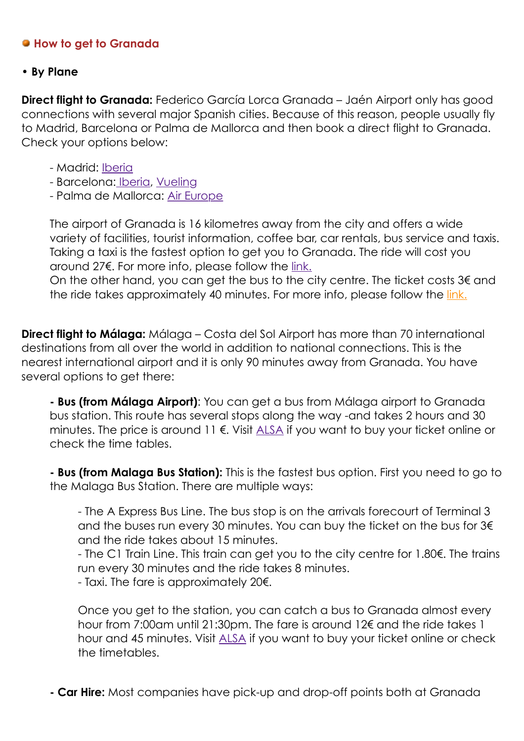## How to get to Granada

• **By Plane**

**Direct flight to Granada:** Federico García Lorca Granada – Jaén Airport only has good connections with several major Spanish cities. Because of this reason, people usually fly to Madrid, Barcelona or Palma de Mallorca and then book a direct flight to Granada. Check your options below:

- Madrid: Iberia
- Barcelona: Iberia, Vueling
- Palma de Mallorca: Air Europe

The airport of Granada is 16 kilometres away from the city and offers a wide variety of facilities, tourist information, coffee bar, car rentals, bus service and taxis. Taking a taxi is the fastest option to get you to Granada. The ride will cost you around 27€. For more info, please follow the link.
On the other hand, you can get the bus to the city centre. The ticket costs 3€ and the ride takes approximately 40 minutes. For more info, please follow the link.

**Direct flight to Málaga:** Málaga – Costa del Sol Airport has more than 70 international destinations from all over the world in addition to national connections. This is the nearest international airport and it is only 90 minutes away from Granada. You have several options to get there:

**- Bus (from Málaga Airport)**: You can get a bus from Málaga airport to Granada bus station. This route has several stops along the way -and takes 2 hours and 30 minutes. The price is around 11 €. Visit ALSA if you want to buy your ticket online or check the time tables.

**- Bus (from Malaga Bus Station):** This is the fastest bus option. First you need to go to the Malaga Bus Station. There are multiple ways:

- The A Express Bus Line. The bus stop is on the arrivals forecourt of Terminal 3 and the buses run every 30 minutes. You can buy the ticket on the bus for 3€ and the ride takes about 15 minutes.
- The C1 Train Line. This train can get you to the city centre for 1.80€. The trains run every 30 minutes and the ride takes 8 minutes.
- Taxi. The fare is approximately 20€.

Once you get to the station, you can catch a bus to Granada almost every hour from 7:00am until 21:30pm. The fare is around 12€ and the ride takes 1 hour and 45 minutes. Visit ALSA if you want to buy your ticket online or check the timetables.

**- Car Hire:** Most companies have pick-up and drop-off points both at Granada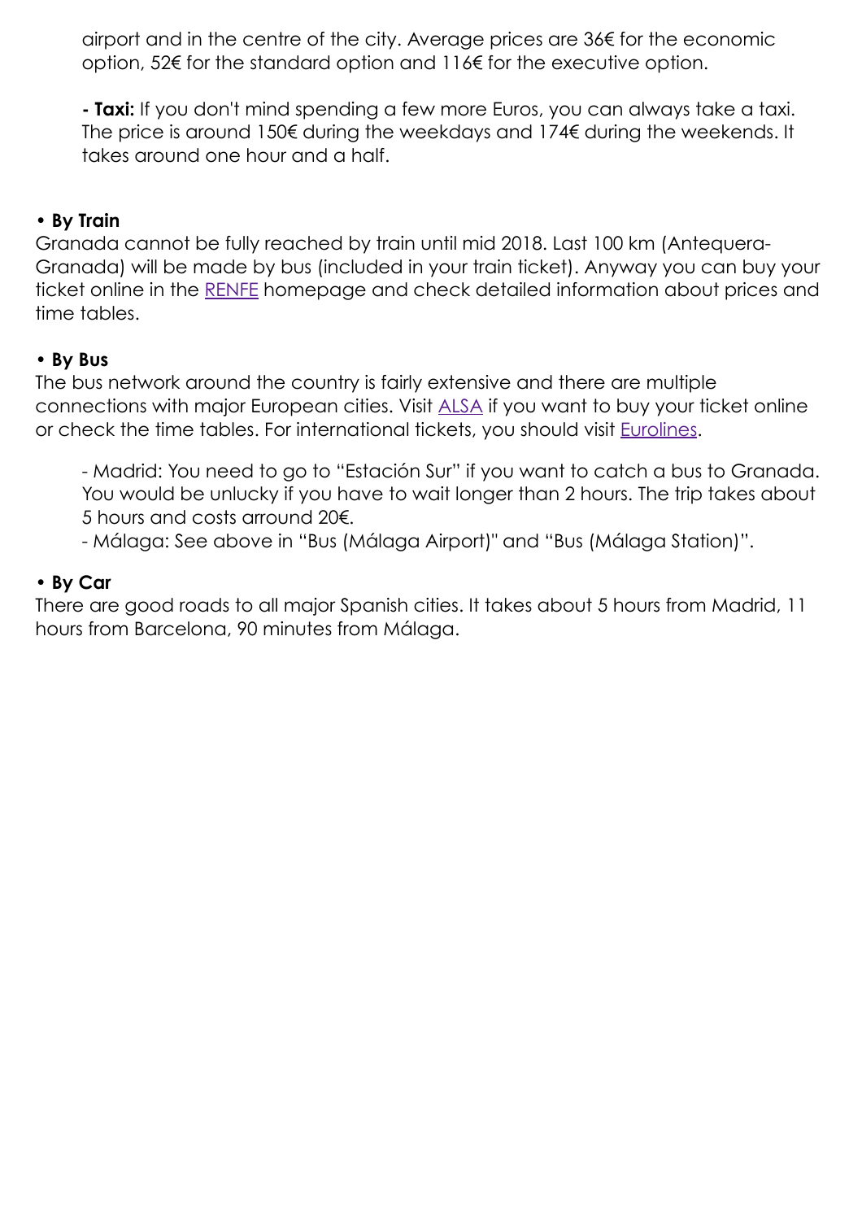airport and in the centre of the city. Average prices are 36€ for the economic option, 52€ for the standard option and 116€ for the executive option.

**- Taxi:** If you don't mind spending a few more Euros, you can always take a taxi. The price is around 150€ during the weekdays and 174€ during the weekends. It takes around one hour and a half.

• **By Train**

Granada cannot be fully reached by train until mid 2018. Last 100 km (Antequera-Granada) will be made by bus (included in your train ticket). Anyway you can buy your ticket online in the RENFE homepage and check detailed information about prices and time tables.

• **By Bus**

The bus network around the country is fairly extensive and there are multiple connections with major European cities. Visit ALSA if you want to buy your ticket online or check the time tables. For international tickets, you should visit Eurolines.

- Madrid: You need to go to "Estación Sur" if you want to catch a bus to Granada. You would be unlucky if you have to wait longer than 2 hours. The trip takes about 5 hours and costs arround 20€.
- Málaga: See above in "Bus (Málaga Airport)" and "Bus (Málaga Station)".

• **By Car**

There are good roads to all major Spanish cities. It takes about 5 hours from Madrid, 11 hours from Barcelona, 90 minutes from Málaga.